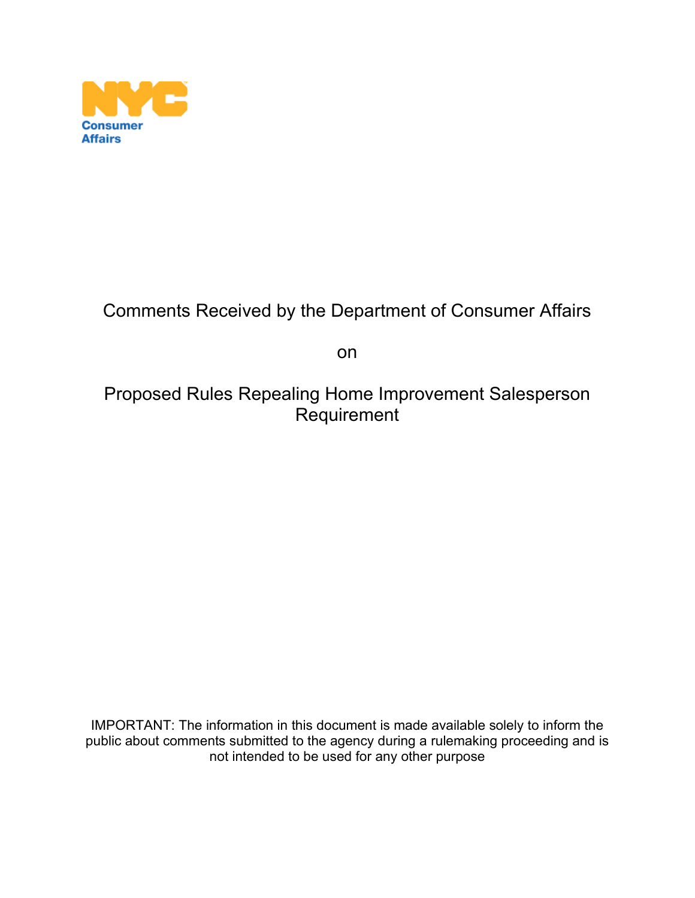NYC
Consumer
Affairs

# Comments Received by the Department of Consumer Affairs

on

# Proposed Rules Repealing Home Improvement Salesperson Requirement

IMPORTANT: The information in this document is made available solely to inform the public about comments submitted to the agency during a rulemaking proceeding and is not intended to be used for any other purpose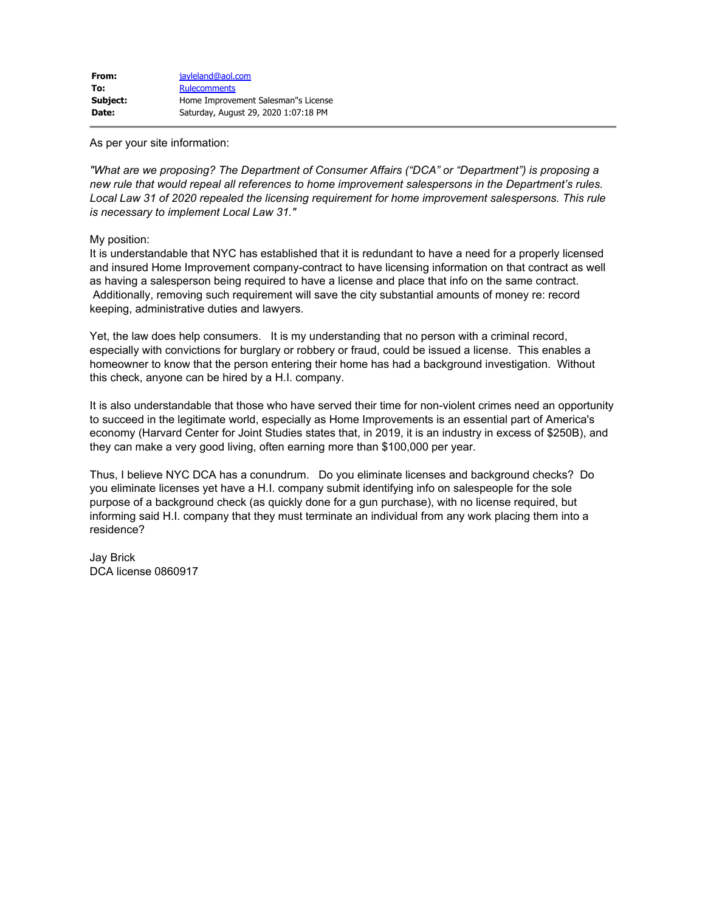| | |
|---|---|
| **From:** | jayleland@aol.com |
| **To:** | Rulecomments |
| **Subject:** | Home Improvement Salesman"s License |
| **Date:** | Saturday, August 29, 2020 1:07:18 PM |

---

As per your site information:

*"What are we proposing? The Department of Consumer Affairs ("DCA" or "Department") is proposing a new rule that would repeal all references to home improvement salespersons in the Department's rules. Local Law 31 of 2020 repealed the licensing requirement for home improvement salespersons. This rule is necessary to implement Local Law 31."*

My position:
It is understandable that NYC has established that it is redundant to have a need for a properly licensed and insured Home Improvement company-contract to have licensing information on that contract as well as having a salesperson being required to have a license and place that info on the same contract. Additionally, removing such requirement will save the city substantial amounts of money re: record keeping, administrative duties and lawyers.

Yet, the law does help consumers. It is my understanding that no person with a criminal record, especially with convictions for burglary or robbery or fraud, could be issued a license. This enables a homeowner to know that the person entering their home has had a background investigation. Without this check, anyone can be hired by a H.I. company.

It is also understandable that those who have served their time for non-violent crimes need an opportunity to succeed in the legitimate world, especially as Home Improvements is an essential part of America's economy (Harvard Center for Joint Studies states that, in 2019, it is an industry in excess of $250B), and they can make a very good living, often earning more than $100,000 per year.

Thus, I believe NYC DCA has a conundrum. Do you eliminate licenses and background checks? Do you eliminate licenses yet have a H.I. company submit identifying info on salespeople for the sole purpose of a background check (as quickly done for a gun purchase), with no license required, but informing said H.I. company that they must terminate an individual from any work placing them into a residence?

Jay Brick
DCA license 0860917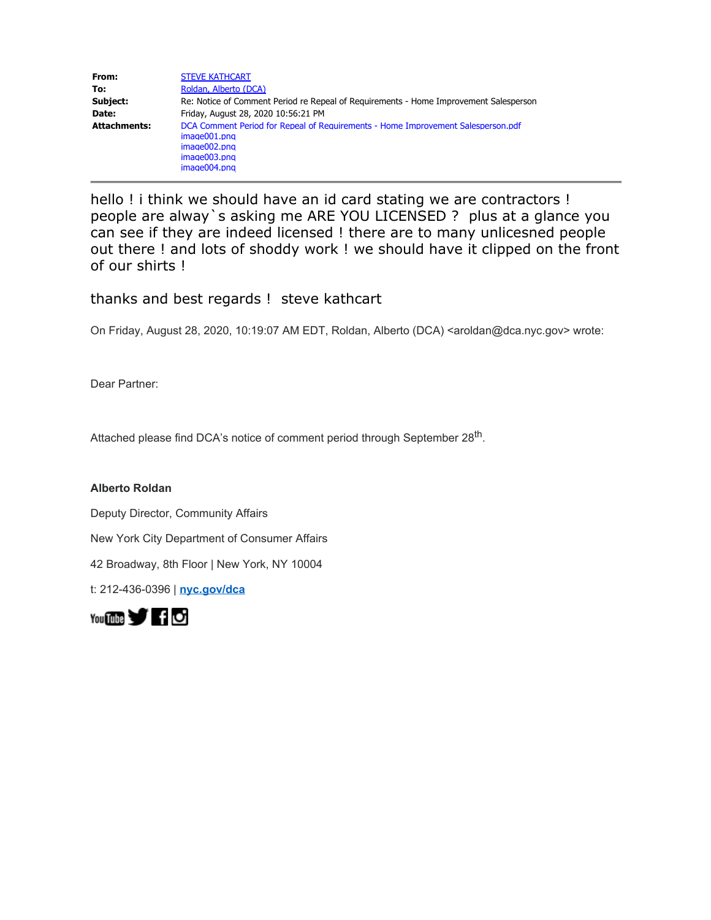| | |
|---|---|
| **From:** | STEVE KATHCART |
| **To:** | Roldan, Alberto (DCA) |
| **Subject:** | Re: Notice of Comment Period re Repeal of Requirements - Home Improvement Salesperson |
| **Date:** | Friday, August 28, 2020 10:56:21 PM |
| **Attachments:** | DCA Comment Period for Repeal of Requirements - Home Improvement Salesperson.pdf<br>image001.png<br>image002.png<br>image003.png<br>image004.png |

---

hello ! i think we should have an id card stating we are contractors ! people are alway`s asking me ARE YOU LICENSED ? plus at a glance you can see if they are indeed licensed ! there are to many unlicesned people out there ! and lots of shoddy work ! we should have it clipped on the front of our shirts !

thanks and best regards ! steve kathcart

On Friday, August 28, 2020, 10:19:07 AM EDT, Roldan, Alberto (DCA) <aroldan@dca.nyc.gov> wrote:

Dear Partner:

Attached please find DCA's notice of comment period through September 28th.

**Alberto Roldan**

Deputy Director, Community Affairs

New York City Department of Consumer Affairs

42 Broadway, 8th Floor | New York, NY 10004

t: 212-436-0396 | **nyc.gov/dca**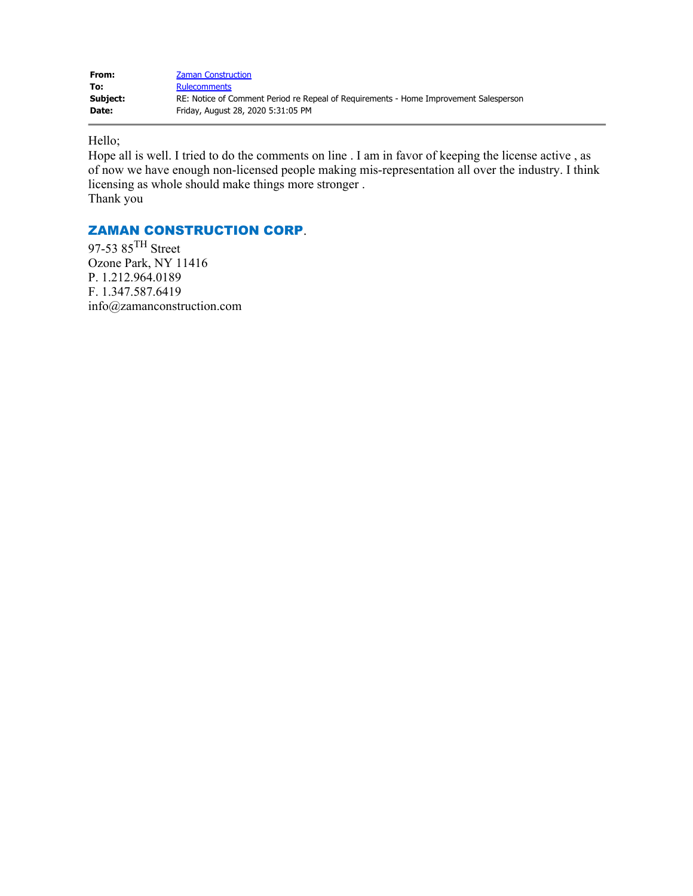| | |
|---|---|
| **From:** | Zaman Construction |
| **To:** | Rulecomments |
| **Subject:** | RE: Notice of Comment Period re Repeal of Requirements - Home Improvement Salesperson |
| **Date:** | Friday, August 28, 2020 5:31:05 PM |

---

Hello;

Hope all is well. I tried to do the comments on line . I am in favor of keeping the license active , as of now we have enough non-licensed people making mis-representation all over the industry. I think licensing as whole should make things more stronger .

Thank you

**ZAMAN CONSTRUCTION CORP**.

97-53 85TH Street
Ozone Park, NY 11416
P. 1.212.964.0189
F. 1.347.587.6419
info@zamanconstruction.com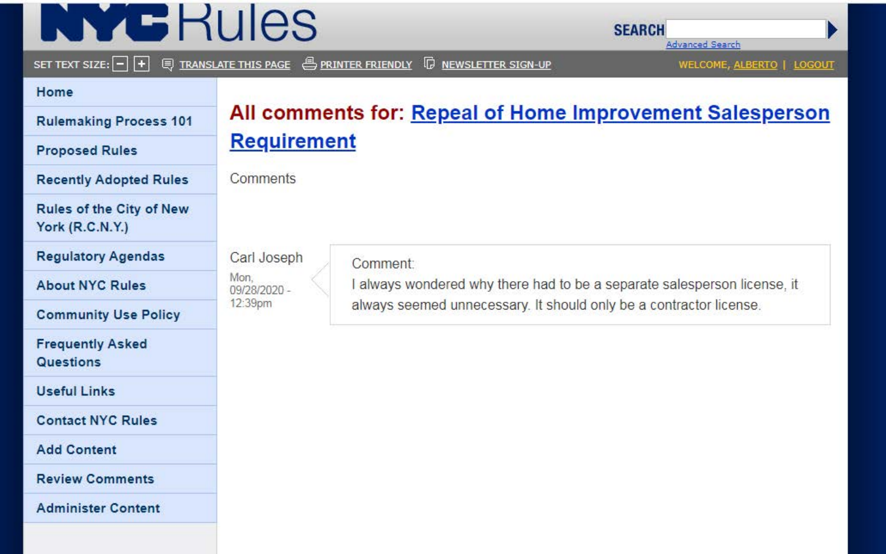# NYC Rules

SEARCH

Advanced Search

SET TEXT SIZE: [-] [+] TRANSLATE THIS PAGE PRINTER FRIENDLY NEWSLETTER SIGN-UP

WELCOME, ALBERTO | LOGOUT

- Home
- Rulemaking Process 101
- Proposed Rules
- Recently Adopted Rules
- Rules of the City of New York (R.C.N.Y.)
- Regulatory Agendas
- About NYC Rules
- Community Use Policy
- Frequently Asked Questions
- Useful Links
- Contact NYC Rules
- Add Content
- Review Comments
- Administer Content

## All comments for: Repeal of Home Improvement Salesperson Requirement

Comments

Carl Joseph
Mon, 09/28/2020 - 12:39pm

Comment:
I always wondered why there had to be a separate salesperson license, it always seemed unnecessary. It should only be a contractor license.